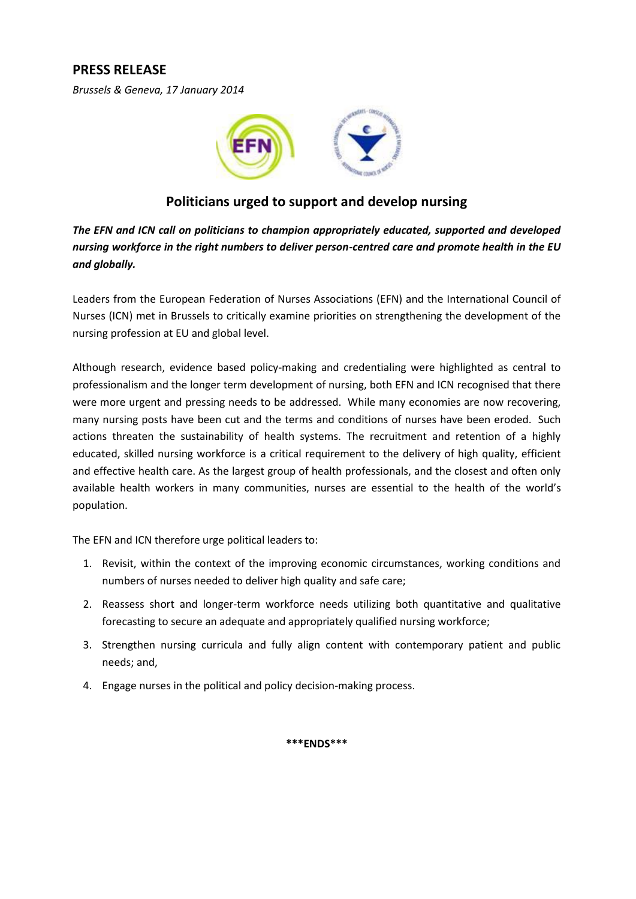## PRESS RELEASE

*Brussels & Geneva, 17 January 2014*

### Politicians urged to support and develop nursing

***The EFN and ICN call on politicians to champion appropriately educated, supported and developed nursing workforce in the right numbers to deliver person-centred care and promote health in the EU and globally.***

Leaders from the European Federation of Nurses Associations (EFN) and the International Council of Nurses (ICN) met in Brussels to critically examine priorities on strengthening the development of the nursing profession at EU and global level.

Although research, evidence based policy-making and credentialing were highlighted as central to professionalism and the longer term development of nursing, both EFN and ICN recognised that there were more urgent and pressing needs to be addressed. While many economies are now recovering, many nursing posts have been cut and the terms and conditions of nurses have been eroded. Such actions threaten the sustainability of health systems. The recruitment and retention of a highly educated, skilled nursing workforce is a critical requirement to the delivery of high quality, efficient and effective health care. As the largest group of health professionals, and the closest and often only available health workers in many communities, nurses are essential to the health of the world's population.

The EFN and ICN therefore urge political leaders to:

1. Revisit, within the context of the improving economic circumstances, working conditions and numbers of nurses needed to deliver high quality and safe care;
2. Reassess short and longer-term workforce needs utilizing both quantitative and qualitative forecasting to secure an adequate and appropriately qualified nursing workforce;
3. Strengthen nursing curricula and fully align content with contemporary patient and public needs; and,
4. Engage nurses in the political and policy decision-making process.

**\*\*\*ENDS\*\*\***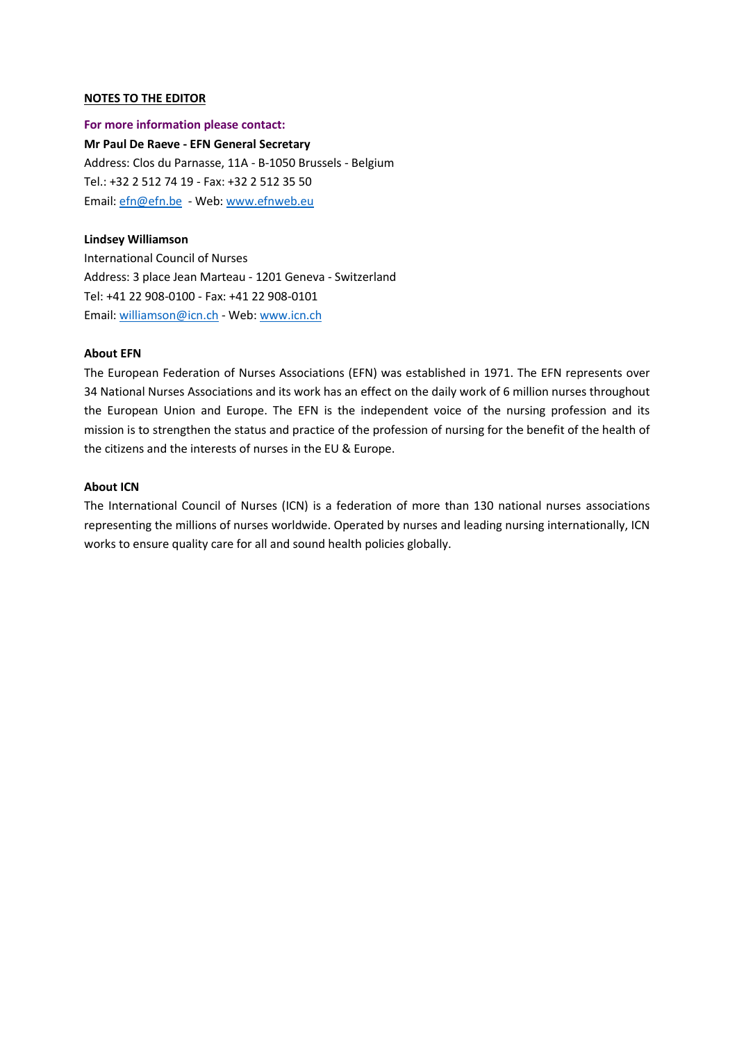**NOTES TO THE EDITOR**

**For more information please contact:**

**Mr Paul De Raeve - EFN General Secretary**
Address: Clos du Parnasse, 11A - B-1050 Brussels - Belgium
Tel.: +32 2 512 74 19 - Fax: +32 2 512 35 50
Email: efn@efn.be - Web: www.efnweb.eu

**Lindsey Williamson**
International Council of Nurses
Address: 3 place Jean Marteau - 1201 Geneva - Switzerland
Tel: +41 22 908-0100 - Fax: +41 22 908-0101
Email: williamson@icn.ch - Web: www.icn.ch

**About EFN**

The European Federation of Nurses Associations (EFN) was established in 1971. The EFN represents over 34 National Nurses Associations and its work has an effect on the daily work of 6 million nurses throughout the European Union and Europe. The EFN is the independent voice of the nursing profession and its mission is to strengthen the status and practice of the profession of nursing for the benefit of the health of the citizens and the interests of nurses in the EU & Europe.

**About ICN**

The International Council of Nurses (ICN) is a federation of more than 130 national nurses associations representing the millions of nurses worldwide. Operated by nurses and leading nursing internationally, ICN works to ensure quality care for all and sound health policies globally.